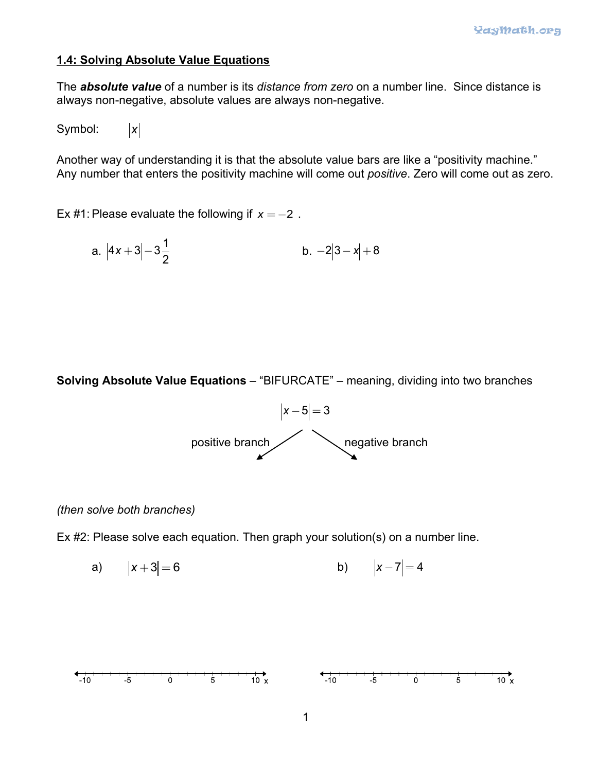## 1.4: Solving Absolute Value Equations

The ***absolute value*** of a number is its *distance from zero* on a number line. Since distance is always non-negative, absolute values are always non-negative.

Symbol: $|x|$

Another way of understanding it is that the absolute value bars are like a "positivity machine." Any number that enters the positivity machine will come out *positive*. Zero will come out as zero.

Ex #1: Please evaluate the following if $x = -2$.

a. $|4x+3| - 3\frac{1}{2}$

b. $-2|3-x| + 8$

**Solving Absolute Value Equations** – "BIFURCATE" – meaning, dividing into two branches

$$|x-5| = 3$$

positive branch ↙ ↘ negative branch

*(then solve both branches)*

Ex #2: Please solve each equation. Then graph your solution(s) on a number line.

a) $|x+3| = 6$

b) $|x-7| = 4$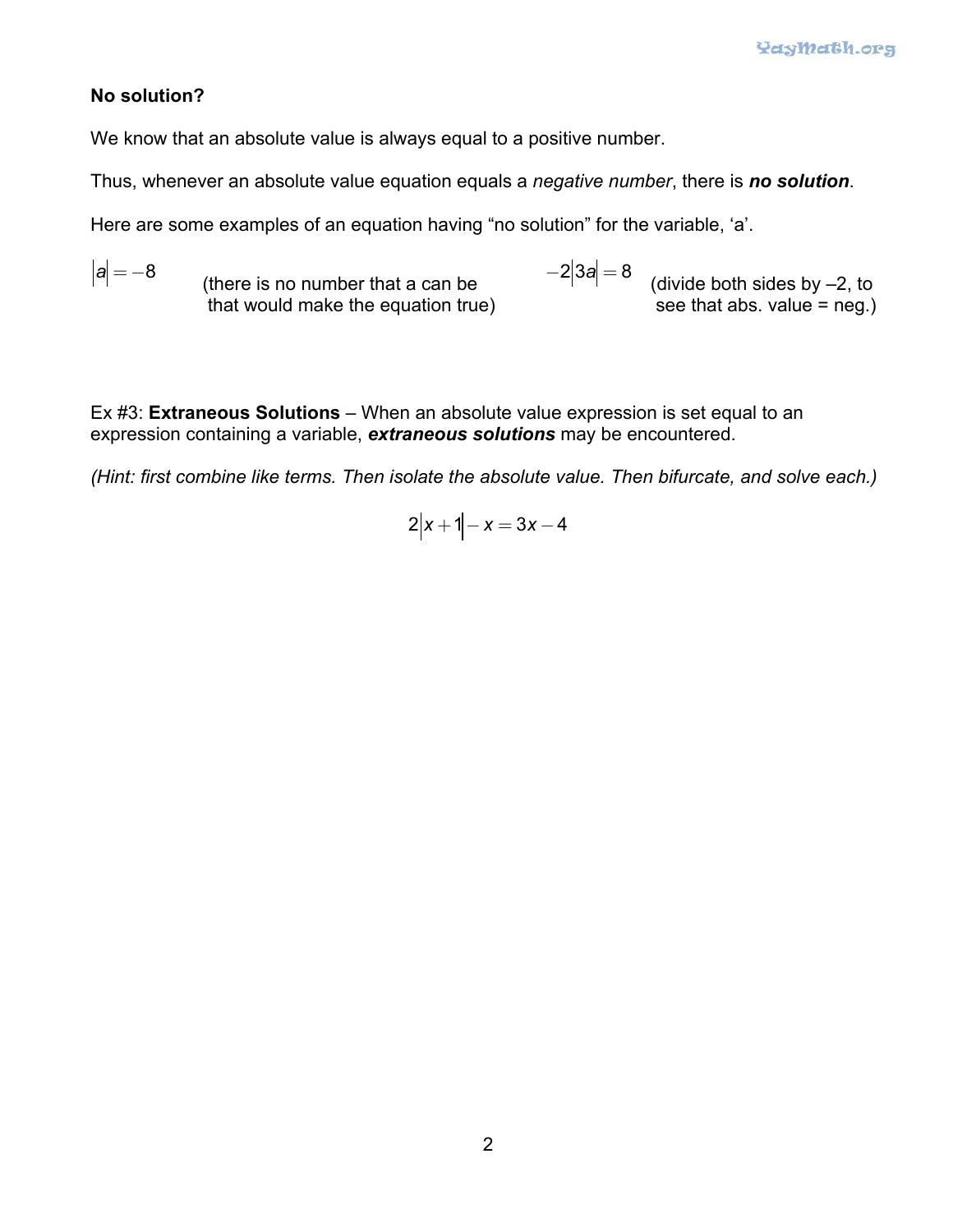**No solution?**

We know that an absolute value is always equal to a positive number.

Thus, whenever an absolute value equation equals a *negative number*, there is ***no solution***.

Here are some examples of an equation having "no solution" for the variable, 'a'.

$|a| = -8$ (there is no number that a can be that would make the equation true)

$-2|3a| = 8$ (divide both sides by –2, to see that abs. value = neg.)

Ex #3: **Extraneous Solutions** – When an absolute value expression is set equal to an expression containing a variable, ***extraneous solutions*** may be encountered.

*(Hint: first combine like terms. Then isolate the absolute value. Then bifurcate, and solve each.)*

$$2|x+1| - x = 3x - 4$$